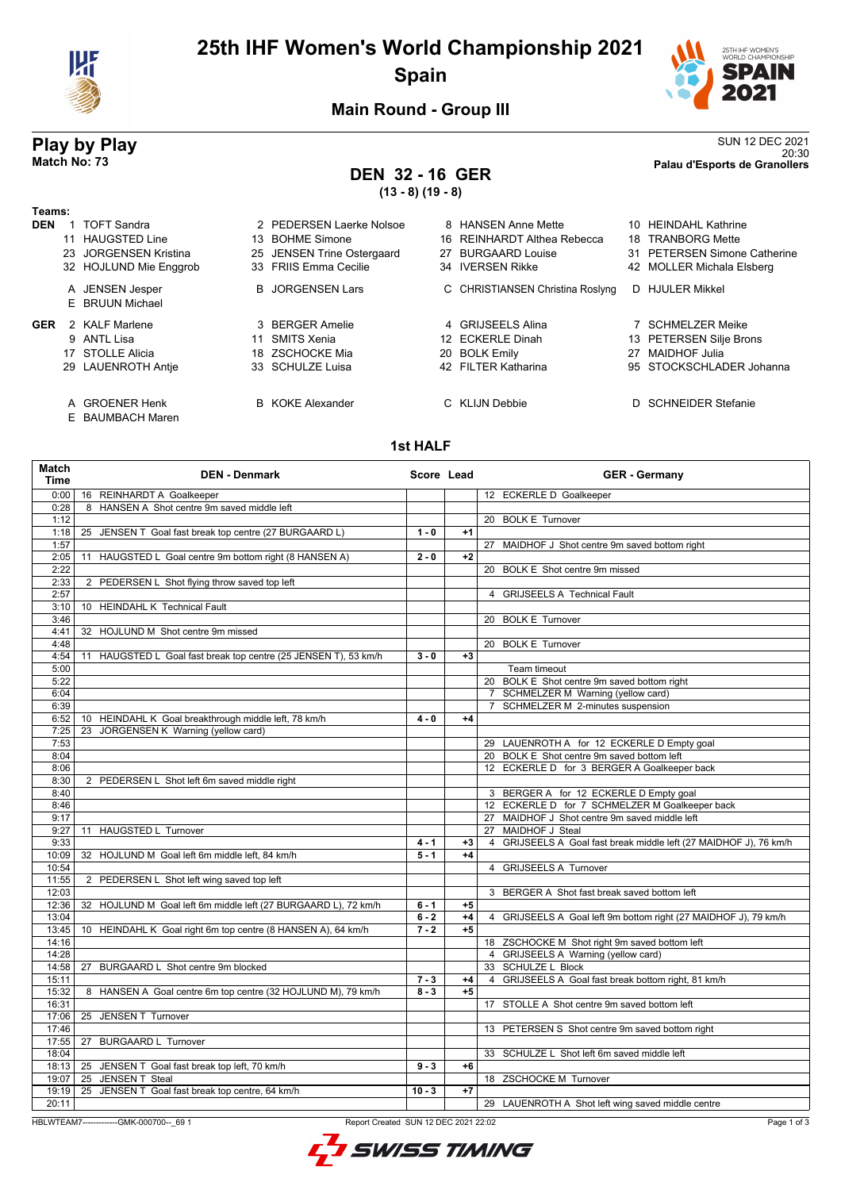# 25th IHF Women's World Championship 2021

## Spain

### Main Round - Group III

**Play by Play**
**Match No: 73**

SUN 12 DEC 2021
20:30
**Palau d'Esports de Granollers**

## DEN 32 - 16 GER

**(13 - 8) (19 - 8)**

**Teams:**

**DEN**
1 TOFT Sandra
2 PEDERSEN Laerke Nolsoe
8 HANSEN Anne Mette
10 HEINDAHL Kathrine
11 HAUGSTED Line
13 BOHME Simone
16 REINHARDT Althea Rebecca
18 TRANBORG Mette
23 JORGENSEN Kristina
25 JENSEN Trine Ostergaard
27 BURGAARD Louise
31 PETERSEN Simone Catherine
32 HOJLUND Mie Enggrob
33 FRIIS Emma Cecilie
34 IVERSEN Rikke
42 MOLLER Michala Elsberg

A JENSEN Jesper
B JORGENSEN Lars
C CHRISTIANSEN Christina Roslyng
D HJULER Mikkel
E BRUUN Michael

**GER**
2 KALF Marlene
3 BERGER Amelie
4 GRIJSEELS Alina
7 SCHMELZER Meike
9 ANTL Lisa
11 SMITS Xenia
12 ECKERLE Dinah
13 PETERSEN Silje Brons
17 STOLLE Alicia
18 ZSCHOCKE Mia
20 BOLK Emily
27 MAIDHOF Julia
29 LAUENROTH Antje
33 SCHULZE Luisa
42 FILTER Katharina
95 STOCKSCHLADER Johanna

A GROENER Henk
B KOKE Alexander
C KLIJN Debbie
D SCHNEIDER Stefanie
E BAUMBACH Maren

### 1st HALF

| Match Time | DEN - Denmark | Score | Lead | GER - Germany |
|---|---|---|---|---|
| 0:00 | 16 REINHARDT A Goalkeeper | | | 12 ECKERLE D Goalkeeper |
| 0:28 | 8 HANSEN A Shot centre 9m saved middle left | | | |
| 1:12 | | | | 20 BOLK E Turnover |
| 1:18 | 25 JENSEN T Goal fast break top centre (27 BURGAARD L) | 1 - 0 | +1 | |
| 1:57 | | | | 27 MAIDHOF J Shot centre 9m saved bottom right |
| 2:05 | 11 HAUGSTED L Goal centre 9m bottom right (8 HANSEN A) | 2 - 0 | +2 | |
| 2:22 | | | | 20 BOLK E Shot centre 9m missed |
| 2:33 | 2 PEDERSEN L Shot flying throw saved top left | | | |
| 2:57 | | | | 4 GRIJSEELS A Technical Fault |
| 3:10 | 10 HEINDAHL K Technical Fault | | | |
| 3:46 | | | | 20 BOLK E Turnover |
| 4:41 | 32 HOJLUND M Shot centre 9m missed | | | |
| 4:48 | | | | 20 BOLK E Turnover |
| 4:54 | 11 HAUGSTED L Goal fast break top centre (25 JENSEN T), 53 km/h | 3 - 0 | +3 | |
| 5:00 | | | | Team timeout |
| 5:22 | | | | 20 BOLK E Shot centre 9m saved bottom right |
| 6:04 | | | | 7 SCHMELZER M Warning (yellow card) |
| 6:39 | | | | 7 SCHMELZER M 2-minutes suspension |
| 6:52 | 10 HEINDAHL K Goal breakthrough middle left, 78 km/h | 4 - 0 | +4 | |
| 7:25 | 23 JORGENSEN K Warning (yellow card) | | | |
| 7:53 | | | | 29 LAUENROTH A for 12 ECKERLE D Empty goal |
| 8:04 | | | | 20 BOLK E Shot centre 9m saved bottom left |
| 8:06 | | | | 12 ECKERLE D for 3 BERGER A Goalkeeper back |
| 8:30 | 2 PEDERSEN L Shot left 6m saved middle right | | | |
| 8:40 | | | | 3 BERGER A for 12 ECKERLE D Empty goal |
| 8:46 | | | | 12 ECKERLE D for 7 SCHMELZER M Goalkeeper back |
| 9:17 | | | | 27 MAIDHOF J Shot centre 9m saved middle left |
| 9:27 | 11 HAUGSTED L Turnover | | | 27 MAIDHOF J Steal |
| 9:33 | | 4 - 1 | +3 | 4 GRIJSEELS A Goal fast break middle left (27 MAIDHOF J), 76 km/h |
| 10:09 | 32 HOJLUND M Goal left 6m middle left, 84 km/h | 5 - 1 | +4 | |
| 10:54 | | | | 4 GRIJSEELS A Turnover |
| 11:55 | 2 PEDERSEN L Shot left wing saved top left | | | |
| 12:03 | | | | 3 BERGER A Shot fast break saved bottom left |
| 12:36 | 32 HOJLUND M Goal left 6m middle left (27 BURGAARD L), 72 km/h | 6 - 1 | +5 | |
| 13:04 | | 6 - 2 | +4 | 4 GRIJSEELS A Goal left 9m bottom right (27 MAIDHOF J), 79 km/h |
| 13:45 | 10 HEINDAHL K Goal right 6m top centre (8 HANSEN A), 64 km/h | 7 - 2 | +5 | |
| 14:16 | | | | 18 ZSCHOCKE M Shot right 9m saved bottom left |
| 14:28 | | | | 4 GRIJSEELS A Warning (yellow card) |
| 14:58 | 27 BURGAARD L Shot centre 9m blocked | | | 33 SCHULZE L Block |
| 15:11 | | 7 - 3 | +4 | 4 GRIJSEELS A Goal fast break bottom right, 81 km/h |
| 15:32 | 8 HANSEN A Goal centre 6m top centre (32 HOJLUND M), 79 km/h | 8 - 3 | +5 | |
| 16:31 | | | | 17 STOLLE A Shot centre 9m saved bottom left |
| 17:06 | 25 JENSEN T Turnover | | | |
| 17:46 | | | | 13 PETERSEN S Shot centre 9m saved bottom right |
| 17:55 | 27 BURGAARD L Turnover | | | |
| 18:04 | | | | 33 SCHULZE L Shot left 6m saved middle left |
| 18:13 | 25 JENSEN T Goal fast break top left, 70 km/h | 9 - 3 | +6 | |
| 19:07 | 25 JENSEN T Steal | | | 18 ZSCHOCKE M Turnover |
| 19:19 | 25 JENSEN T Goal fast break top centre, 64 km/h | 10 - 3 | +7 | |
| 20:11 | | | | 29 LAUENROTH A Shot left wing saved middle centre |

HBLWTEAM7-------------GMK-000700--_69 1 Report Created SUN 12 DEC 2021 22:02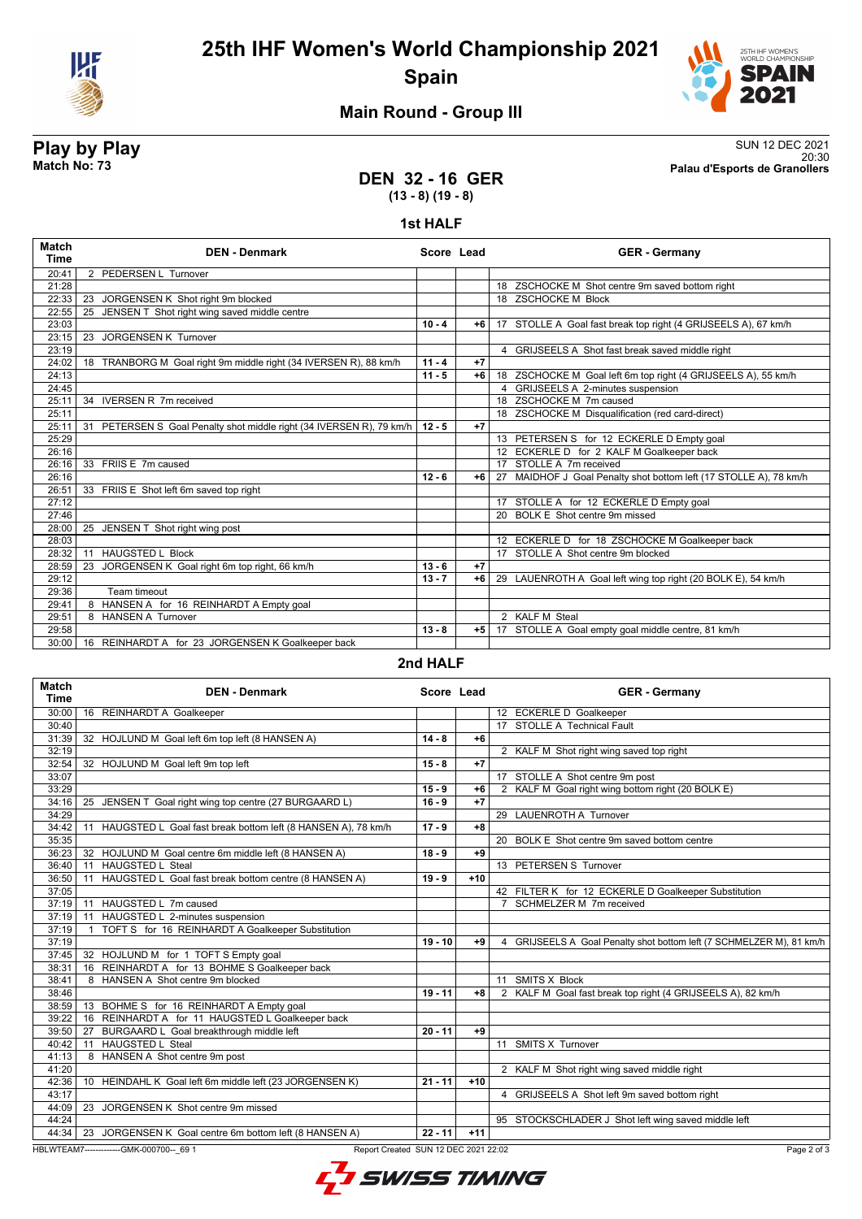# 25th IHF Women's World Championship 2021

## Spain

### Main Round - Group III

**Play by Play**
**Match No: 73**

SUN 12 DEC 2021
20:30
**Palau d'Esports de Granollers**

## DEN 32 - 16 GER
**(13 - 8) (19 - 8)**

### 1st HALF

| Match Time | DEN - Denmark | Score | Lead | GER - Germany |
|---|---|---|---|---|
| 20:41 | 2 PEDERSEN L Turnover | | | |
| 21:28 | | | | 18 ZSCHOCKE M Shot centre 9m saved bottom right |
| 22:33 | 23 JORGENSEN K Shot right 9m blocked | | | 18 ZSCHOCKE M Block |
| 22:55 | 25 JENSEN T Shot right wing saved middle centre | | | |
| 23:03 | | 10 - 4 | +6 | 17 STOLLE A Goal fast break top right (4 GRIJSEELS A), 67 km/h |
| 23:15 | 23 JORGENSEN K Turnover | | | |
| 23:19 | | | | 4 GRIJSEELS A Shot fast break saved middle right |
| 24:02 | 18 TRANBORG M Goal right 9m middle right (34 IVERSEN R), 88 km/h | 11 - 4 | +7 | |
| 24:13 | | 11 - 5 | +6 | 18 ZSCHOCKE M Goal left 6m top right (4 GRIJSEELS A), 55 km/h |
| 24:45 | | | | 4 GRIJSEELS A 2-minutes suspension |
| 25:11 | 34 IVERSEN R 7m received | | | 18 ZSCHOCKE M 7m caused |
| 25:11 | | | | 18 ZSCHOCKE M Disqualification (red card-direct) |
| 25:11 | 31 PETERSEN S Goal Penalty shot middle right (34 IVERSEN R), 79 km/h | 12 - 5 | +7 | |
| 25:29 | | | | 13 PETERSEN S for 12 ECKERLE D Empty goal |
| 26:16 | | | | 12 ECKERLE D for 2 KALF M Goalkeeper back |
| 26:16 | 33 FRIIS E 7m caused | | | 17 STOLLE A 7m received |
| 26:16 | | 12 - 6 | +6 | 27 MAIDHOF J Goal Penalty shot bottom left (17 STOLLE A), 78 km/h |
| 26:51 | 33 FRIIS E Shot left 6m saved top right | | | |
| 27:12 | | | | 17 STOLLE A for 12 ECKERLE D Empty goal |
| 27:46 | | | | 20 BOLK E Shot centre 9m missed |
| 28:00 | 25 JENSEN T Shot right wing post | | | |
| 28:03 | | | | 12 ECKERLE D for 18 ZSCHOCKE M Goalkeeper back |
| 28:32 | 11 HAUGSTED L Block | | | 17 STOLLE A Shot centre 9m blocked |
| 28:59 | 23 JORGENSEN K Goal right 6m top right, 66 km/h | 13 - 6 | +7 | |
| 29:12 | | 13 - 7 | +6 | 29 LAUENROTH A Goal left wing top right (20 BOLK E), 54 km/h |
| 29:36 | Team timeout | | | |
| 29:41 | 8 HANSEN A for 16 REINHARDT A Empty goal | | | |
| 29:51 | 8 HANSEN A Turnover | | | 2 KALF M Steal |
| 29:58 | | 13 - 8 | +5 | 17 STOLLE A Goal empty goal middle centre, 81 km/h |
| 30:00 | 16 REINHARDT A for 23 JORGENSEN K Goalkeeper back | | | |

### 2nd HALF

| Match Time | DEN - Denmark | Score | Lead | GER - Germany |
|---|---|---|---|---|
| 30:00 | 16 REINHARDT A Goalkeeper | | | 12 ECKERLE D Goalkeeper |
| 30:40 | | | | 17 STOLLE A Technical Fault |
| 31:39 | 32 HOJLUND M Goal left 6m top left (8 HANSEN A) | 14 - 8 | +6 | |
| 32:19 | | | | 2 KALF M Shot right wing saved top right |
| 32:54 | 32 HOJLUND M Goal left 9m top left | 15 - 8 | +7 | |
| 33:07 | | | | 17 STOLLE A Shot centre 9m post |
| 33:29 | | 15 - 9 | +6 | 2 KALF M Goal right wing bottom right (20 BOLK E) |
| 34:16 | 25 JENSEN T Goal right wing top centre (27 BURGAARD L) | 16 - 9 | +7 | |
| 34:29 | | | | 29 LAUENROTH A Turnover |
| 34:42 | 11 HAUGSTED L Goal fast break bottom left (8 HANSEN A), 78 km/h | 17 - 9 | +8 | |
| 35:35 | | | | 20 BOLK E Shot centre 9m saved bottom centre |
| 36:23 | 32 HOJLUND M Goal centre 6m middle left (8 HANSEN A) | 18 - 9 | +9 | |
| 36:40 | 11 HAUGSTED L Steal | | | 13 PETERSEN S Turnover |
| 36:50 | 11 HAUGSTED L Goal fast break bottom centre (8 HANSEN A) | 19 - 9 | +10 | |
| 37:05 | | | | 42 FILTER K for 12 ECKERLE D Goalkeeper Substitution |
| 37:19 | 11 HAUGSTED L 7m caused | | | 7 SCHMELZER M 7m received |
| 37:19 | 11 HAUGSTED L 2-minutes suspension | | | |
| 37:19 | 1 TOFT S for 16 REINHARDT A Goalkeeper Substitution | | | |
| 37:19 | | 19 - 10 | +9 | 4 GRIJSEELS A Goal Penalty shot bottom left (7 SCHMELZER M), 81 km/h |
| 37:45 | 32 HOJLUND M for 1 TOFT S Empty goal | | | |
| 38:31 | 16 REINHARDT A for 13 BOHME S Goalkeeper back | | | |
| 38:41 | 8 HANSEN A Shot centre 9m blocked | | | 11 SMITS X Block |
| 38:46 | | 19 - 11 | +8 | 2 KALF M Goal fast break top right (4 GRIJSEELS A), 82 km/h |
| 38:59 | 13 BOHME S for 16 REINHARDT A Empty goal | | | |
| 39:22 | 16 REINHARDT A for 11 HAUGSTED L Goalkeeper back | | | |
| 39:50 | 27 BURGAARD L Goal breakthrough middle left | 20 - 11 | +9 | |
| 40:42 | 11 HAUGSTED L Steal | | | 11 SMITS X Turnover |
| 41:13 | 8 HANSEN A Shot centre 9m post | | | |
| 41:20 | | | | 2 KALF M Shot right wing saved middle right |
| 42:36 | 10 HEINDAHL K Goal left 6m middle left (23 JORGENSEN K) | 21 - 11 | +10 | |
| 43:17 | | | | 4 GRIJSEELS A Shot left 9m saved bottom right |
| 44:09 | 23 JORGENSEN K Shot centre 9m missed | | | |
| 44:24 | | | | 95 STOCKSCHLADER J Shot left wing saved middle left |
| 44:34 | 23 JORGENSEN K Goal centre 6m bottom left (8 HANSEN A) | 22 - 11 | +11 | |

HBLWTEAM7-------------GMK-000700--_69 1 Report Created SUN 12 DEC 2021 22:02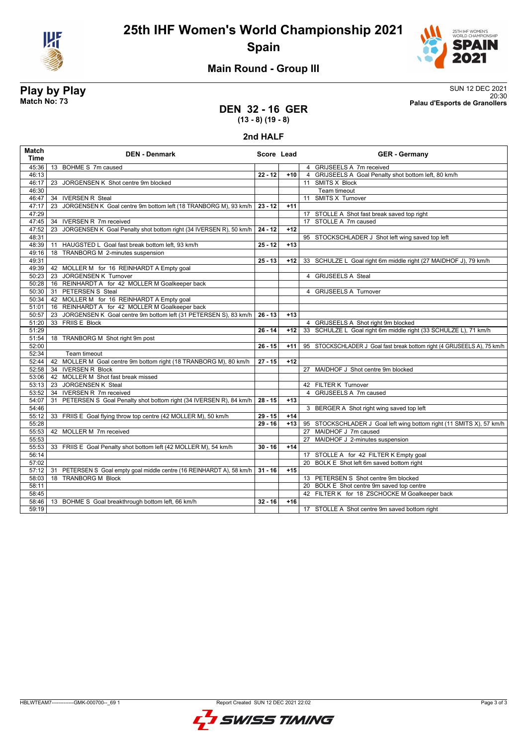# 25th IHF Women's World Championship 2021

## Spain

### Main Round - Group III

**Play by Play**
**Match No: 73**

SUN 12 DEC 2021
20:30
**Palau d'Esports de Granollers**

## DEN 32 - 16 GER

**(13 - 8) (19 - 8)**

### 2nd HALF

| Match Time | DEN - Denmark | Score | Lead | GER - Germany |
|---|---|---|---|---|
| 45:36 | 13 BOHME S 7m caused | | | 4 GRIJSEELS A 7m received |
| 46:13 | | 22 - 12 | +10 | 4 GRIJSEELS A Goal Penalty shot bottom left, 80 km/h |
| 46:17 | 23 JORGENSEN K Shot centre 9m blocked | | | 11 SMITS X Block |
| 46:30 | | | | Team timeout |
| 46:47 | 34 IVERSEN R Steal | | | 11 SMITS X Turnover |
| 47:17 | 23 JORGENSEN K Goal centre 9m bottom left (18 TRANBORG M), 93 km/h | 23 - 12 | +11 | |
| 47:29 | | | | 17 STOLLE A Shot fast break saved top right |
| 47:45 | 34 IVERSEN R 7m received | | | 17 STOLLE A 7m caused |
| 47:52 | 23 JORGENSEN K Goal Penalty shot bottom right (34 IVERSEN R), 50 km/h | 24 - 12 | +12 | |
| 48:31 | | | | 95 STOCKSCHLADER J Shot left wing saved top left |
| 48:39 | 11 HAUGSTED L Goal fast break bottom left, 93 km/h | 25 - 12 | +13 | |
| 49:16 | 18 TRANBORG M 2-minutes suspension | | | |
| 49:31 | | 25 - 13 | +12 | 33 SCHULZE L Goal right 6m middle right (27 MAIDHOF J), 79 km/h |
| 49:39 | 42 MOLLER M for 16 REINHARDT A Empty goal | | | |
| 50:23 | 23 JORGENSEN K Turnover | | | 4 GRIJSEELS A Steal |
| 50:28 | 16 REINHARDT A for 42 MOLLER M Goalkeeper back | | | |
| 50:30 | 31 PETERSEN S Steal | | | 4 GRIJSEELS A Turnover |
| 50:34 | 42 MOLLER M for 16 REINHARDT A Empty goal | | | |
| 51:01 | 16 REINHARDT A for 42 MOLLER M Goalkeeper back | | | |
| 50:57 | 23 JORGENSEN K Goal centre 9m bottom left (31 PETERSEN S), 83 km/h | 26 - 13 | +13 | |
| 51:20 | 33 FRIIS E Block | | | 4 GRIJSEELS A Shot right 9m blocked |
| 51:29 | | 26 - 14 | +12 | 33 SCHULZE L Goal right 6m middle right (33 SCHULZE L), 71 km/h |
| 51:54 | 18 TRANBORG M Shot right 9m post | | | |
| 52:00 | | 26 - 15 | +11 | 95 STOCKSCHLADER J Goal fast break bottom right (4 GRIJSEELS A), 75 km/h |
| 52:34 | Team timeout | | | |
| 52:44 | 42 MOLLER M Goal centre 9m bottom right (18 TRANBORG M), 80 km/h | 27 - 15 | +12 | |
| 52:58 | 34 IVERSEN R Block | | | 27 MAIDHOF J Shot centre 9m blocked |
| 53:06 | 42 MOLLER M Shot fast break missed | | | |
| 53:13 | 23 JORGENSEN K Steal | | | 42 FILTER K Turnover |
| 53:52 | 34 IVERSEN R 7m received | | | 4 GRIJSEELS A 7m caused |
| 54:07 | 31 PETERSEN S Goal Penalty shot bottom right (34 IVERSEN R), 84 km/h | 28 - 15 | +13 | |
| 54:46 | | | | 3 BERGER A Shot right wing saved top left |
| 55:12 | 33 FRIIS E Goal flying throw top centre (42 MOLLER M), 50 km/h | 29 - 15 | +14 | |
| 55:28 | | 29 - 16 | +13 | 95 STOCKSCHLADER J Goal left wing bottom right (11 SMITS X), 57 km/h |
| 55:53 | 42 MOLLER M 7m received | | | 27 MAIDHOF J 7m caused |
| 55:53 | | | | 27 MAIDHOF J 2-minutes suspension |
| 55:53 | 33 FRIIS E Goal Penalty shot bottom left (42 MOLLER M), 54 km/h | 30 - 16 | +14 | |
| 56:14 | | | | 17 STOLLE A for 42 FILTER K Empty goal |
| 57:02 | | | | 20 BOLK E Shot left 6m saved bottom right |
| 57:12 | 31 PETERSEN S Goal empty goal middle centre (16 REINHARDT A), 58 km/h | 31 - 16 | +15 | |
| 58:03 | 18 TRANBORG M Block | | | 13 PETERSEN S Shot centre 9m blocked |
| 58:11 | | | | 20 BOLK E Shot centre 9m saved top centre |
| 58:45 | | | | 42 FILTER K for 18 ZSCHOCKE M Goalkeeper back |
| 58:46 | 13 BOHME S Goal breakthrough bottom left, 66 km/h | 32 - 16 | +16 | |
| 59:19 | | | | 17 STOLLE A Shot centre 9m saved bottom right |

HBLWTEAM7-------------GMK-000700--_69 1 Report Created SUN 12 DEC 2021 22:02